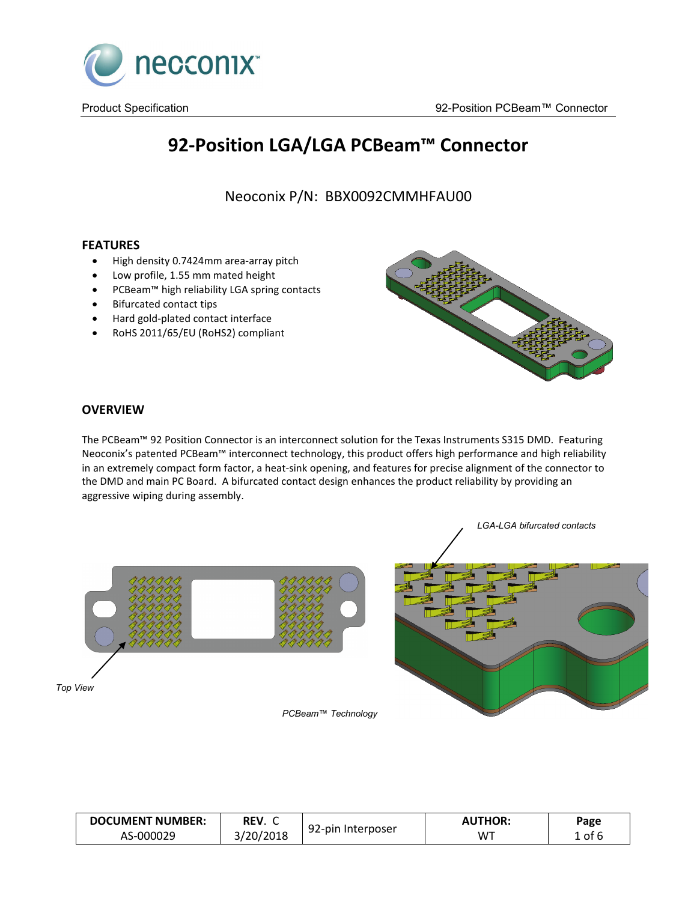# 92-Position LGA/LGA PCBeam™ Connector

Neoconix P/N: BBX0092CMMHFAU00

## FEATURES

- High density 0.7424mm area-array pitch
- Low profile, 1.55 mm mated height
- PCBeam™ high reliability LGA spring contacts
- Bifurcated contact tips
- Hard gold-plated contact interface
- RoHS 2011/65/EU (RoHS2) compliant

## OVERVIEW

The PCBeam™ 92 Position Connector is an interconnect solution for the Texas Instruments S315 DMD. Featuring Neoconix's patented PCBeam™ interconnect technology, this product offers high performance and high reliability in an extremely compact form factor, a heat-sink opening, and features for precise alignment of the connector to the DMD and main PC Board. A bifurcated contact design enhances the product reliability by providing an aggressive wiping during assembly.

*LGA-LGA bifurcated contacts*

*Top View*

*PCBeam™ Technology*

| DOCUMENT NUMBER: | REV. C | 92-pin Interposer | AUTHOR: |
|---|---|---|---|
| AS-000029 | 3/20/2018 | | WT |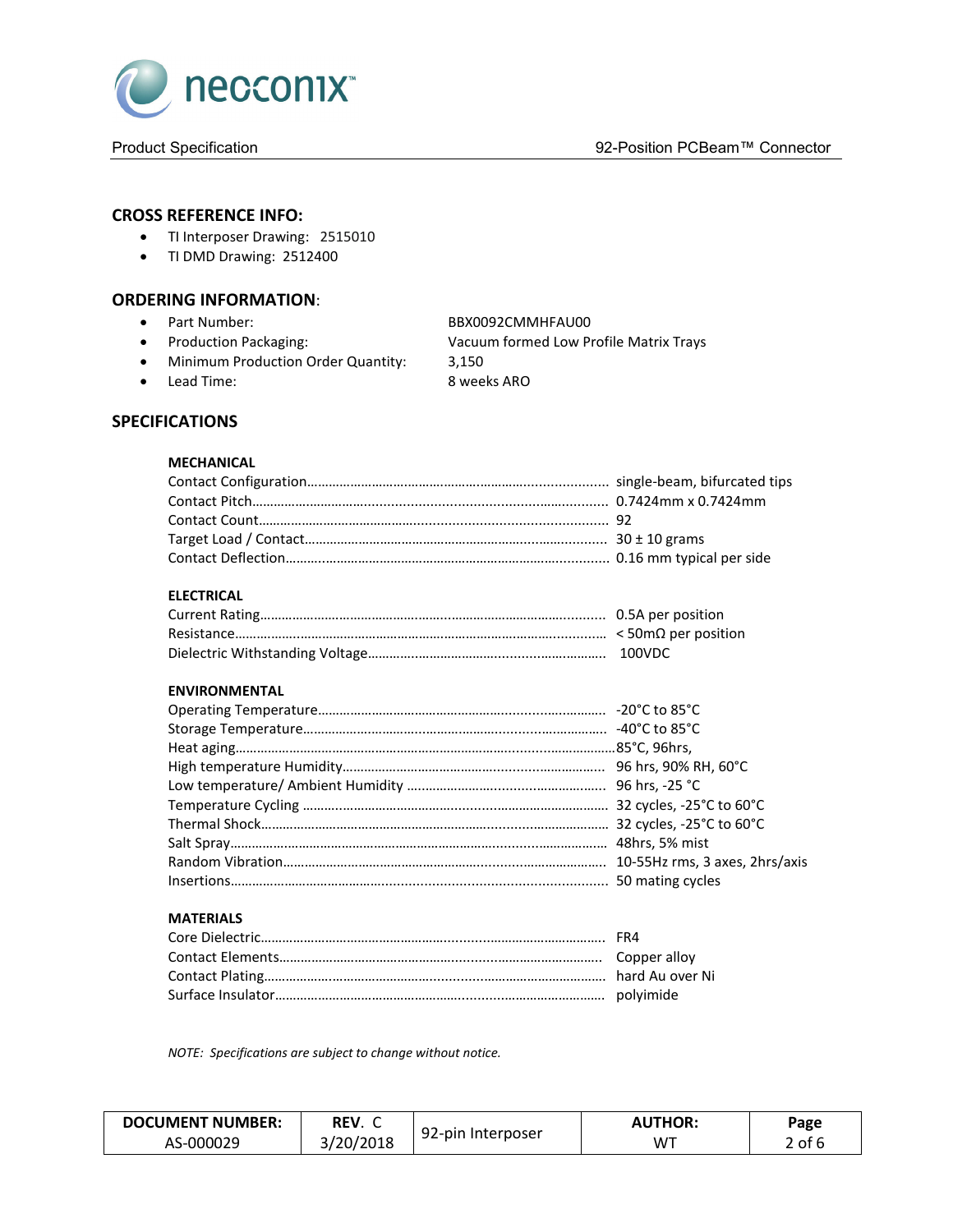## CROSS REFERENCE INFO:

- TI Interposer Drawing: 2515010
- TI DMD Drawing: 2512400

## ORDERING INFORMATION:

- Part Number: BBX0092CMMHFAU00
- Production Packaging: Vacuum formed Low Profile Matrix Trays
- Minimum Production Order Quantity: 3,150
- Lead Time: 8 weeks ARO

## SPECIFICATIONS

### MECHANICAL

| | |
|---|---|
| Contact Configuration | single-beam, bifurcated tips |
| Contact Pitch | 0.7424mm x 0.7424mm |
| Contact Count | 92 |
| Target Load / Contact | 30 ± 10 grams |
| Contact Deflection | 0.16 mm typical per side |

### ELECTRICAL

| | |
|---|---|
| Current Rating | 0.5A per position |
| Resistance | < 50mΩ per position |
| Dielectric Withstanding Voltage | 100VDC |

### ENVIRONMENTAL

| | |
|---|---|
| Operating Temperature | -20°C to 85°C |
| Storage Temperature | -40°C to 85°C |
| Heat aging | 85°C, 96hrs, |
| High temperature Humidity | 96 hrs, 90% RH, 60°C |
| Low temperature/ Ambient Humidity | 96 hrs, -25 °C |
| Temperature Cycling | 32 cycles, -25°C to 60°C |
| Thermal Shock | 32 cycles, -25°C to 60°C |
| Salt Spray | 48hrs, 5% mist |
| Random Vibration | 10-55Hz rms, 3 axes, 2hrs/axis |
| Insertions | 50 mating cycles |

### MATERIALS

| | |
|---|---|
| Core Dielectric | FR4 |
| Contact Elements | Copper alloy |
| Contact Plating | hard Au over Ni |
| Surface Insulator | polyimide |

*NOTE: Specifications are subject to change without notice.*

| DOCUMENT NUMBER: | REV. C | 92-pin Interposer | AUTHOR: |
|---|---|---|---|
| AS-000029 | 3/20/2018 | | WT |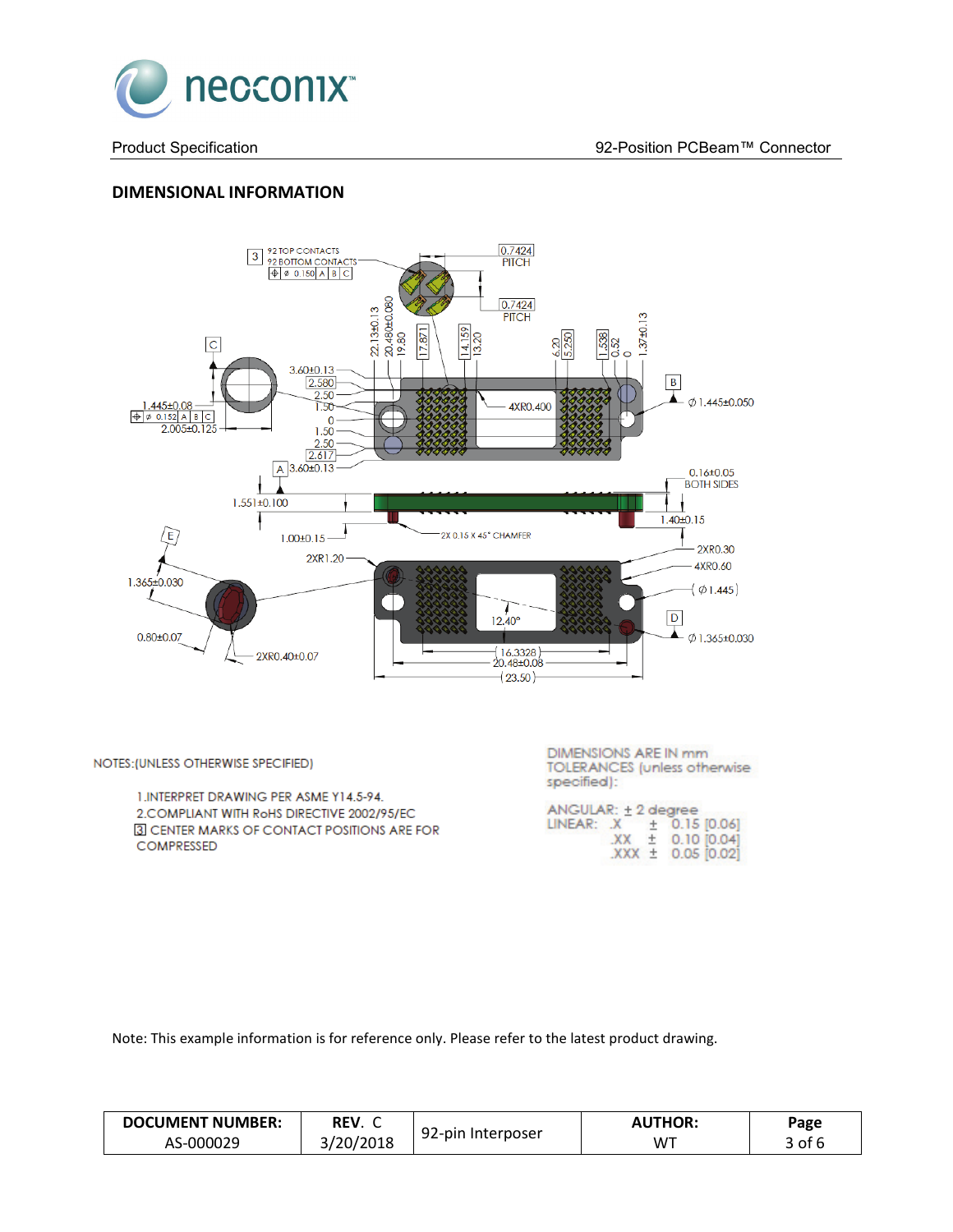## DIMENSIONAL INFORMATION

NOTES:(UNLESS OTHERWISE SPECIFIED)

1. INTERPRET DRAWING PER ASME Y14.5-94.
2. COMPLIANT WITH RoHS DIRECTIVE 2002/95/EC
3. CENTER MARKS OF CONTACT POSITIONS ARE FOR COMPRESSED

DIMENSIONS ARE IN mm
TOLERANCES (unless otherwise specified):

ANGULAR: ± 2 degree
LINEAR: .X ± 0.15 [0.06]
.XX ± 0.10 [0.04]
.XXX ± 0.05 [0.02]

Note: This example information is for reference only. Please refer to the latest product drawing.

| DOCUMENT NUMBER: | REV. C | 92-pin Interposer | AUTHOR: | Page |
|---|---|---|---|---|
| AS-000029 | 3/20/2018 | | WT | 3 of 6 |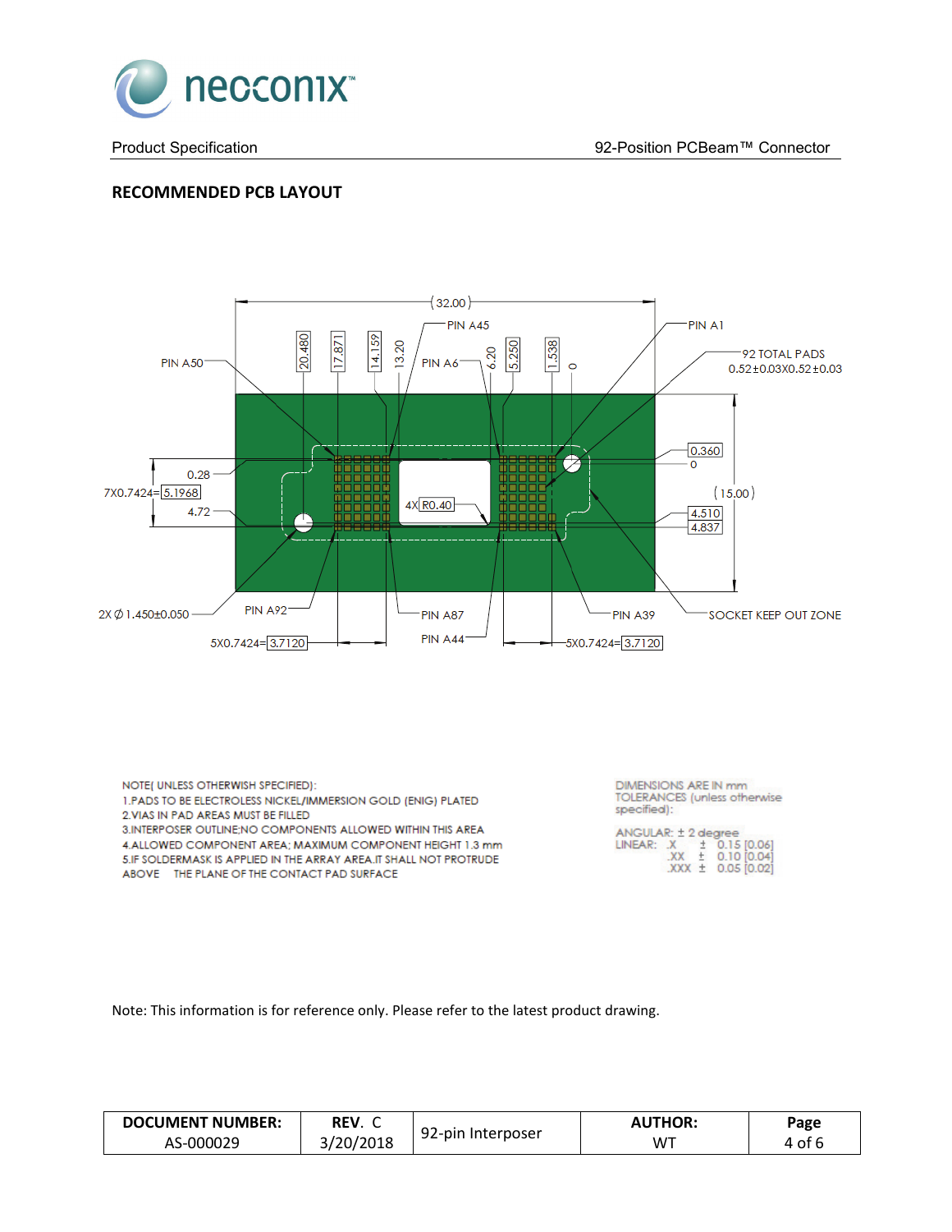## RECOMMENDED PCB LAYOUT

(32.00)

PIN A45

PIN A1

PIN A50

20.480 | 17.871 | 14.159 | 13.20 | PIN A6 | 6.20 | 5.250 | 1.538 | 0

92 TOTAL PADS
0.52±0.03X0.52±0.03

0.360
0

0.28
7X0.7424= 5.1968
4.72

4X R0.40

(15.00)

4.510
4.837

2X ∅ 1.450±0.050

PIN A92

PIN A87

PIN A39

SOCKET KEEP OUT ZONE

PIN A44

5X0.7424= 3.7120

5X0.7424= 3.7120

NOTE( UNLESS OTHERWISH SPECIFIED):
1.PADS TO BE ELECTROLESS NICKEL/IMMERSION GOLD (ENIG) PLATED
2.VIAS IN PAD AREAS MUST BE FILLED
3.INTERPOSER OUTLINE;NO COMPONENTS ALLOWED WITHIN THIS AREA
4.ALLOWED COMPONENT AREA; MAXIMUM COMPONENT HEIGHT 1.3 mm
5.IF SOLDERMASK IS APPLIED IN THE ARRAY AREA.IT SHALL NOT PROTRUDE ABOVE THE PLANE OF THE CONTACT PAD SURFACE

DIMENSIONS ARE IN mm
TOLERANCES (unless otherwise specified):

ANGULAR: ± 2 degree
LINEAR: .X ± 0.15 [0.06]
.XX ± 0.10 [0.04]
.XXX ± 0.05 [0.02]

Note: This information is for reference only. Please refer to the latest product drawing.

| DOCUMENT NUMBER: AS-000029 | REV. C 3/20/2018 | 92-pin Interposer | AUTHOR: WT | Page 4 of 6 |
|---|---|---|---|---|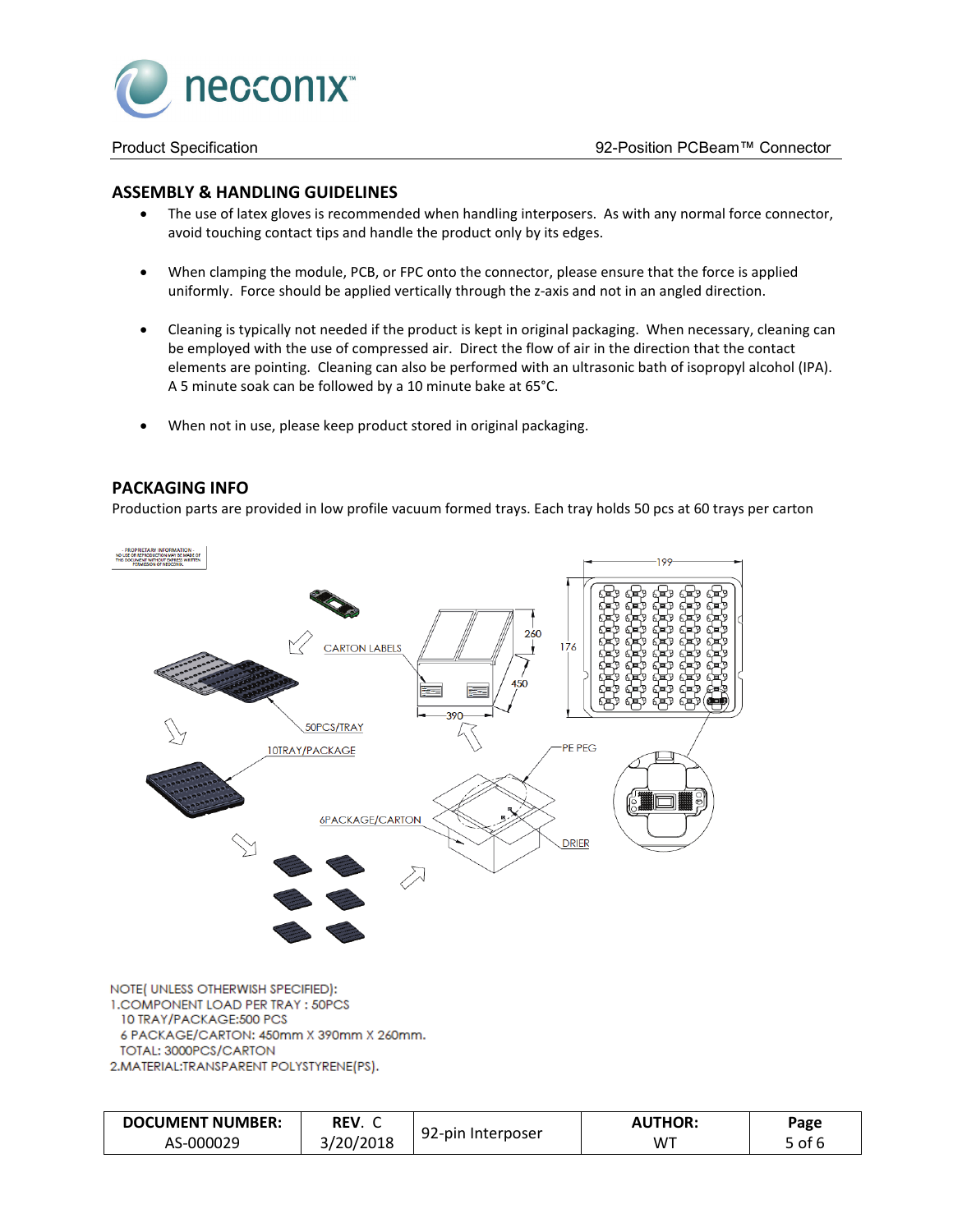## ASSEMBLY & HANDLING GUIDELINES

- The use of latex gloves is recommended when handling interposers. As with any normal force connector, avoid touching contact tips and handle the product only by its edges.
- When clamping the module, PCB, or FPC onto the connector, please ensure that the force is applied uniformly. Force should be applied vertically through the z-axis and not in an angled direction.
- Cleaning is typically not needed if the product is kept in original packaging. When necessary, cleaning can be employed with the use of compressed air. Direct the flow of air in the direction that the contact elements are pointing. Cleaning can also be performed with an ultrasonic bath of isopropyl alcohol (IPA). A 5 minute soak can be followed by a 10 minute bake at 65°C.
- When not in use, please keep product stored in original packaging.

## PACKAGING INFO

Production parts are provided in low profile vacuum formed trays. Each tray holds 50 pcs at 60 trays per carton

NOTE( UNLESS OTHERWISH SPECIFIED):
1.COMPONENT LOAD PER TRAY : 50PCS
10 TRAY/PACKAGE:500 PCS
6 PACKAGE/CARTON: 450mm X 390mm X 260mm.
TOTAL: 3000PCS/CARTON
2.MATERIAL:TRANSPARENT POLYSTYRENE(PS).

| DOCUMENT NUMBER: | REV. C | 92-pin Interposer | AUTHOR: |
|---|---|---|---|
| AS-000029 | 3/20/2018 | | WT |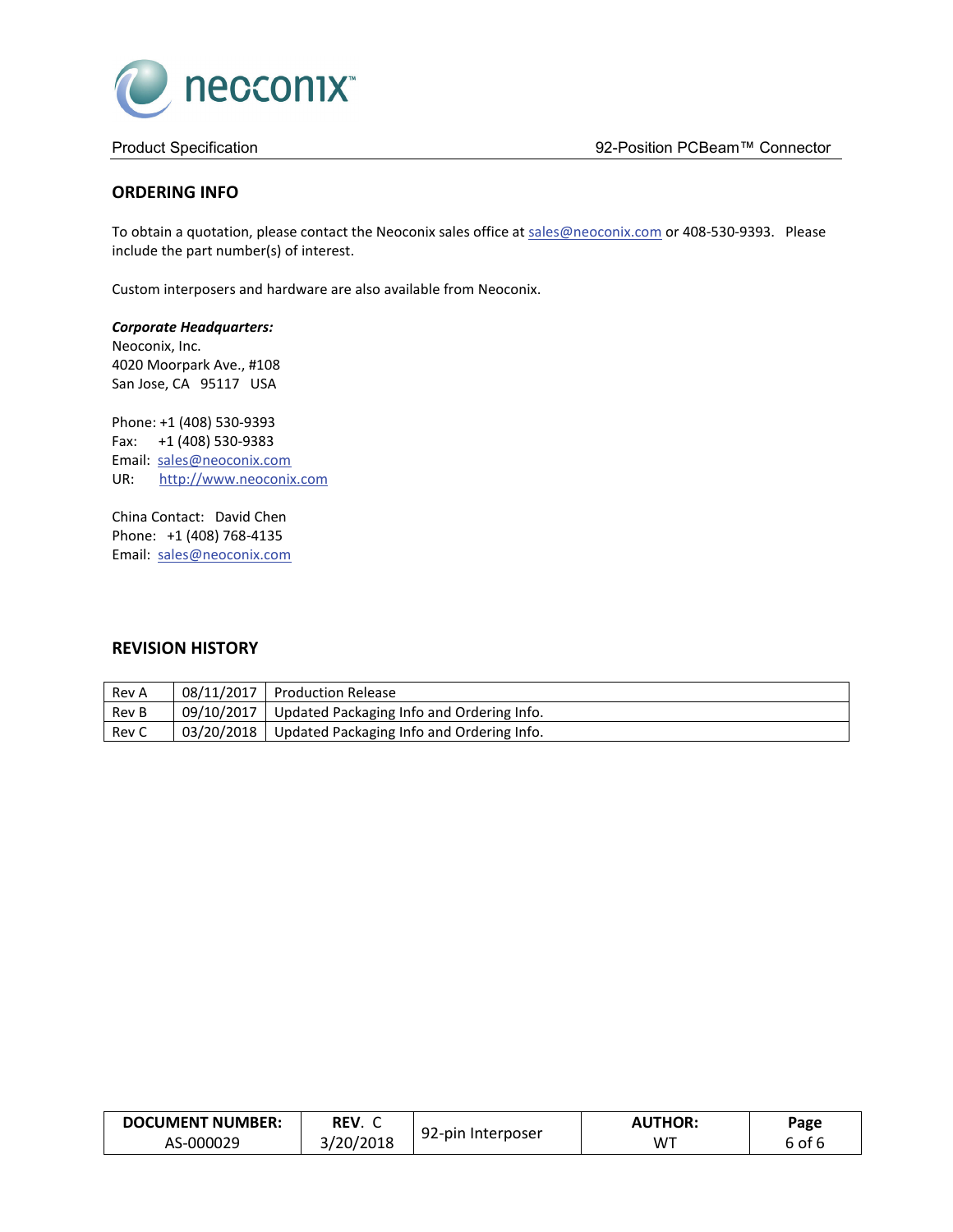## ORDERING INFO

To obtain a quotation, please contact the Neoconix sales office at sales@neoconix.com or 408-530-9393. Please include the part number(s) of interest.

Custom interposers and hardware are also available from Neoconix.

***Corporate Headquarters:***
Neoconix, Inc.
4020 Moorpark Ave., #108
San Jose, CA 95117 USA

Phone: +1 (408) 530-9393
Fax: +1 (408) 530-9383
Email: sales@neoconix.com
UR: http://www.neoconix.com

China Contact: David Chen
Phone: +1 (408) 768-4135
Email: sales@neoconix.com

## REVISION HISTORY

| | | |
|---|---|---|
| Rev A | 08/11/2017 | Production Release |
| Rev B | 09/10/2017 | Updated Packaging Info and Ordering Info. |
| Rev C | 03/20/2018 | Updated Packaging Info and Ordering Info. |